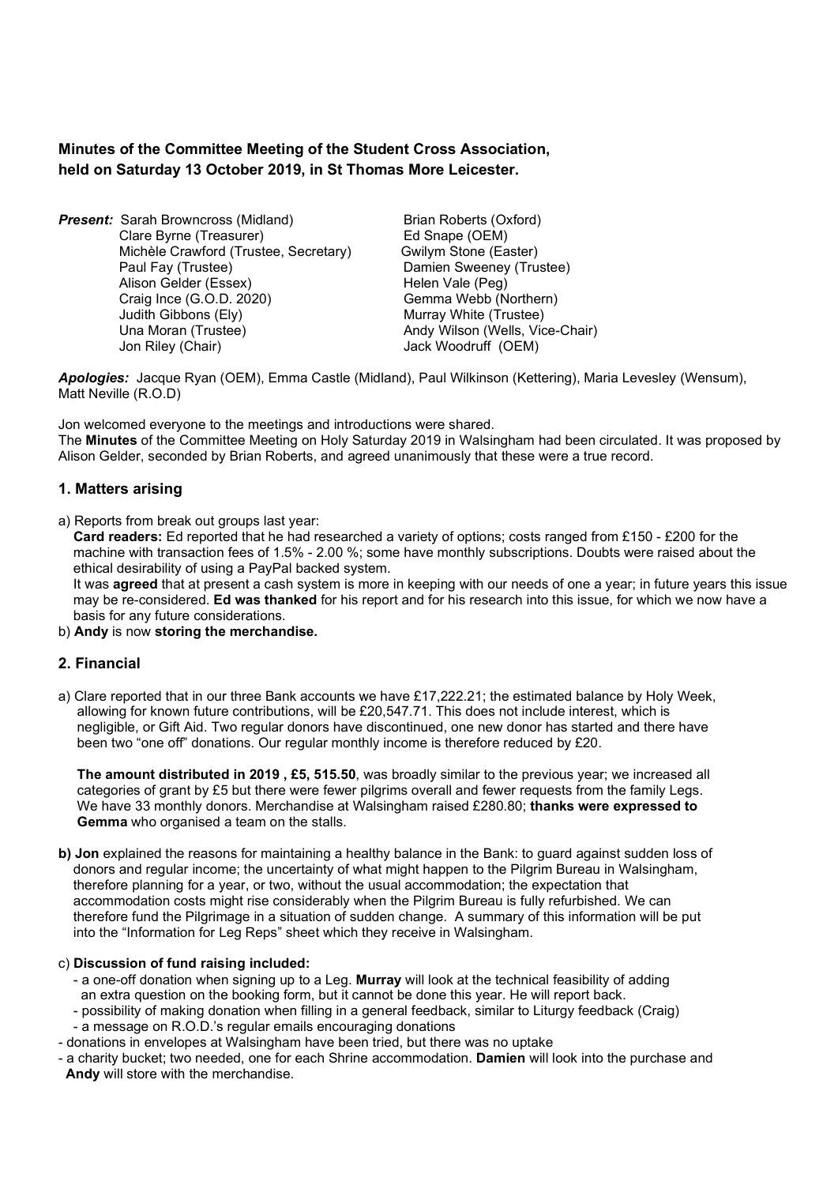**Minutes of the Committee Meeting of the Student Cross Association, held on Saturday 13 October 2019, in St Thomas More Leicester.**

***Present:*** Sarah Browncross (Midland)
Clare Byrne (Treasurer)
Michèle Crawford (Trustee, Secretary)
Paul Fay (Trustee)
Alison Gelder (Essex)
Craig Ince (G.O.D. 2020)
Judith Gibbons (Ely)
Una Moran (Trustee)
Jon Riley (Chair)
Brian Roberts (Oxford)
Ed Snape (OEM)
Gwilym Stone (Easter)
Damien Sweeney (Trustee)
Helen Vale (Peg)
Gemma Webb (Northern)
Murray White (Trustee)
Andy Wilson (Wells, Vice-Chair)
Jack Woodruff (OEM)

***Apologies:*** Jacque Ryan (OEM), Emma Castle (Midland), Paul Wilkinson (Kettering), Maria Levesley (Wensum), Matt Neville (R.O.D)

Jon welcomed everyone to the meetings and introductions were shared.
The **Minutes** of the Committee Meeting on Holy Saturday 2019 in Walsingham had been circulated. It was proposed by Alison Gelder, seconded by Brian Roberts, and agreed unanimously that these were a true record.

## 1. Matters arising

a) Reports from break out groups last year:
**Card readers:** Ed reported that he had researched a variety of options; costs ranged from £150 - £200 for the machine with transaction fees of 1.5% - 2.00 %; some have monthly subscriptions. Doubts were raised about the ethical desirability of using a PayPal backed system.
It was **agreed** that at present a cash system is more in keeping with our needs of one a year; in future years this issue may be re-considered. **Ed was thanked** for his report and for his research into this issue, for which we now have a basis for any future considerations.

b) **Andy** is now **storing the merchandise.**

## 2. Financial

a) Clare reported that in our three Bank accounts we have £17,222.21; the estimated balance by Holy Week, allowing for known future contributions, will be £20,547.71. This does not include interest, which is negligible, or Gift Aid. Two regular donors have discontinued, one new donor has started and there have been two "one off" donations. Our regular monthly income is therefore reduced by £20.

**The amount distributed in 2019 , £5, 515.50**, was broadly similar to the previous year; we increased all categories of grant by £5 but there were fewer pilgrims overall and fewer requests from the family Legs. We have 33 monthly donors. Merchandise at Walsingham raised £280.80; **thanks were expressed to Gemma** who organised a team on the stalls.

**b) Jon** explained the reasons for maintaining a healthy balance in the Bank: to guard against sudden loss of donors and regular income; the uncertainty of what might happen to the Pilgrim Bureau in Walsingham, therefore planning for a year, or two, without the usual accommodation; the expectation that accommodation costs might rise considerably when the Pilgrim Bureau is fully refurbished. We can therefore fund the Pilgrimage in a situation of sudden change. A summary of this information will be put into the "Information for Leg Reps" sheet which they receive in Walsingham.

c) **Discussion of fund raising included:**

- a one-off donation when signing up to a Leg. **Murray** will look at the technical feasibility of adding an extra question on the booking form, but it cannot be done this year. He will report back.
- possibility of making donation when filling in a general feedback, similar to Liturgy feedback (Craig)
- a message on R.O.D.'s regular emails encouraging donations
- donations in envelopes at Walsingham have been tried, but there was no uptake
- a charity bucket; two needed, one for each Shrine accommodation. **Damien** will look into the purchase and **Andy** will store with the merchandise.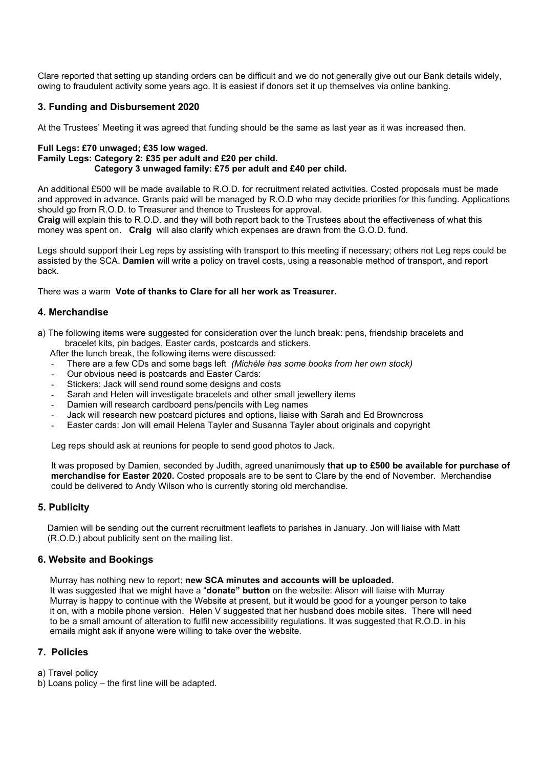Clare reported that setting up standing orders can be difficult and we do not generally give out our Bank details widely, owing to fraudulent activity some years ago. It is easiest if donors set it up themselves via online banking.

### 3. Funding and Disbursement 2020

At the Trustees' Meeting it was agreed that funding should be the same as last year as it was increased then.

**Full Legs: £70 unwaged; £35 low waged.**
**Family Legs: Category 2: £35 per adult and £20 per child.**
**Category 3 unwaged family: £75 per adult and £40 per child.**

An additional £500 will be made available to R.O.D. for recruitment related activities. Costed proposals must be made and approved in advance. Grants paid will be managed by R.O.D who may decide priorities for this funding. Applications should go from R.O.D. to Treasurer and thence to Trustees for approval.
**Craig** will explain this to R.O.D. and they will both report back to the Trustees about the effectiveness of what this money was spent on. **Craig** will also clarify which expenses are drawn from the G.O.D. fund.

Legs should support their Leg reps by assisting with transport to this meeting if necessary; others not Leg reps could be assisted by the SCA. **Damien** will write a policy on travel costs, using a reasonable method of transport, and report back.

There was a warm **Vote of thanks to Clare for all her work as Treasurer.**

### 4. Merchandise

a) The following items were suggested for consideration over the lunch break: pens, friendship bracelets and bracelet kits, pin badges, Easter cards, postcards and stickers.
After the lunch break, the following items were discussed:

- There are a few CDs and some bags left *(Michèle has some books from her own stock)*
- Our obvious need is postcards and Easter Cards:
- Stickers: Jack will send round some designs and costs
- Sarah and Helen will investigate bracelets and other small jewellery items
- Damien will research cardboard pens/pencils with Leg names
- Jack will research new postcard pictures and options, liaise with Sarah and Ed Browncross
- Easter cards: Jon will email Helena Tayler and Susanna Tayler about originals and copyright

Leg reps should ask at reunions for people to send good photos to Jack.

It was proposed by Damien, seconded by Judith, agreed unanimously **that up to £500 be available for purchase of merchandise for Easter 2020.** Costed proposals are to be sent to Clare by the end of November. Merchandise could be delivered to Andy Wilson who is currently storing old merchandise.

### 5. Publicity

Damien will be sending out the current recruitment leaflets to parishes in January. Jon will liaise with Matt (R.O.D.) about publicity sent on the mailing list.

### 6. Website and Bookings

Murray has nothing new to report; **new SCA minutes and accounts will be uploaded.**
It was suggested that we might have a "**donate" button** on the website: Alison will liaise with Murray
Murray is happy to continue with the Website at present, but it would be good for a younger person to take it on, with a mobile phone version. Helen V suggested that her husband does mobile sites. There will need to be a small amount of alteration to fulfil new accessibility regulations. It was suggested that R.O.D. in his emails might ask if anyone were willing to take over the website.

### 7. Policies

a) Travel policy
b) Loans policy – the first line will be adapted.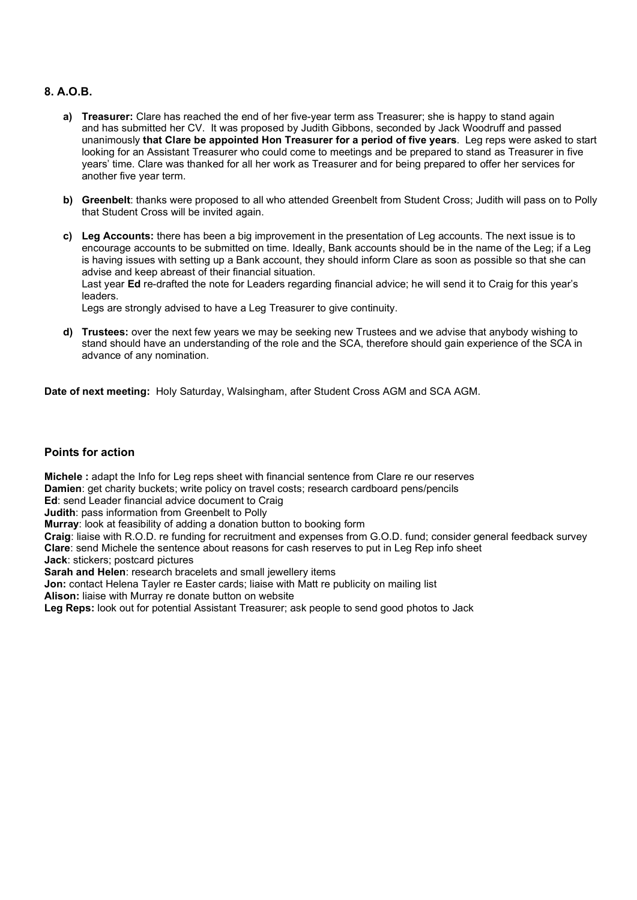## 8. A.O.B.

a) **Treasurer:** Clare has reached the end of her five-year term ass Treasurer; she is happy to stand again and has submitted her CV. It was proposed by Judith Gibbons, seconded by Jack Woodruff and passed unanimously **that Clare be appointed Hon Treasurer for a period of five years**. Leg reps were asked to start looking for an Assistant Treasurer who could come to meetings and be prepared to stand as Treasurer in five years' time. Clare was thanked for all her work as Treasurer and for being prepared to offer her services for another five year term.

b) **Greenbelt**: thanks were proposed to all who attended Greenbelt from Student Cross; Judith will pass on to Polly that Student Cross will be invited again.

c) **Leg Accounts:** there has been a big improvement in the presentation of Leg accounts. The next issue is to encourage accounts to be submitted on time. Ideally, Bank accounts should be in the name of the Leg; if a Leg is having issues with setting up a Bank account, they should inform Clare as soon as possible so that she can advise and keep abreast of their financial situation.
Last year **Ed** re-drafted the note for Leaders regarding financial advice; he will send it to Craig for this year's leaders.
Legs are strongly advised to have a Leg Treasurer to give continuity.

d) **Trustees:** over the next few years we may be seeking new Trustees and we advise that anybody wishing to stand should have an understanding of the role and the SCA, therefore should gain experience of the SCA in advance of any nomination.

**Date of next meeting:** Holy Saturday, Walsingham, after Student Cross AGM and SCA AGM.

### Points for action

**Michele :** adapt the Info for Leg reps sheet with financial sentence from Clare re our reserves
**Damien**: get charity buckets; write policy on travel costs; research cardboard pens/pencils
**Ed**: send Leader financial advice document to Craig
**Judith**: pass information from Greenbelt to Polly
**Murray**: look at feasibility of adding a donation button to booking form
**Craig**: liaise with R.O.D. re funding for recruitment and expenses from G.O.D. fund; consider general feedback survey
**Clare**: send Michele the sentence about reasons for cash reserves to put in Leg Rep info sheet
**Jack**: stickers; postcard pictures
**Sarah and Helen**: research bracelets and small jewellery items
**Jon:** contact Helena Tayler re Easter cards; liaise with Matt re publicity on mailing list
**Alison:** liaise with Murray re donate button on website
**Leg Reps:** look out for potential Assistant Treasurer; ask people to send good photos to Jack